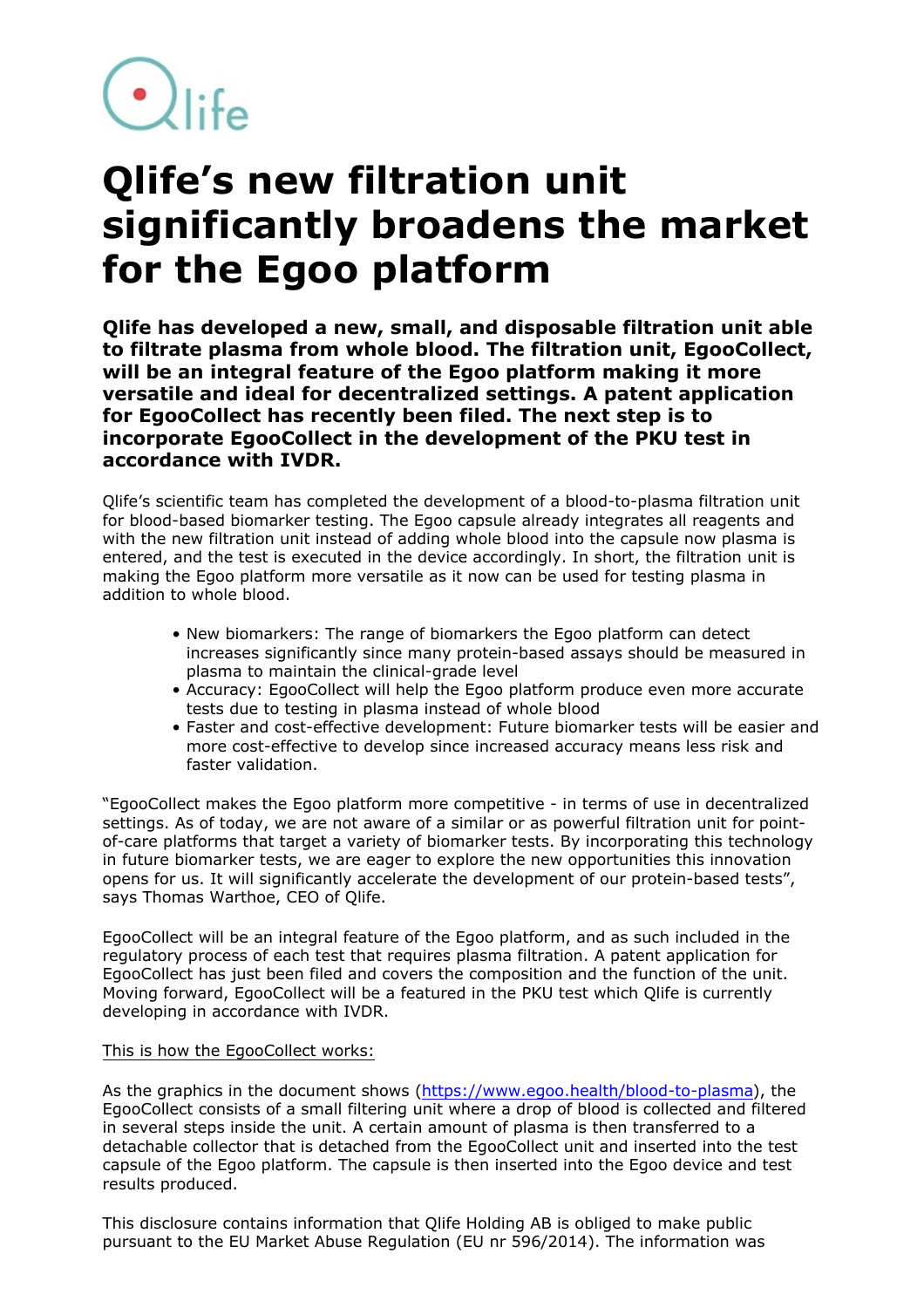Qlife

# Qlife's new filtration unit significantly broadens the market for the Egoo platform

**Qlife has developed a new, small, and disposable filtration unit able to filtrate plasma from whole blood. The filtration unit, EgooCollect, will be an integral feature of the Egoo platform making it more versatile and ideal for decentralized settings. A patent application for EgooCollect has recently been filed. The next step is to incorporate EgooCollect in the development of the PKU test in accordance with IVDR.**

Qlife's scientific team has completed the development of a blood-to-plasma filtration unit for blood-based biomarker testing. The Egoo capsule already integrates all reagents and with the new filtration unit instead of adding whole blood into the capsule now plasma is entered, and the test is executed in the device accordingly. In short, the filtration unit is making the Egoo platform more versatile as it now can be used for testing plasma in addition to whole blood.

- New biomarkers: The range of biomarkers the Egoo platform can detect increases significantly since many protein-based assays should be measured in plasma to maintain the clinical-grade level
- Accuracy: EgooCollect will help the Egoo platform produce even more accurate tests due to testing in plasma instead of whole blood
- Faster and cost-effective development: Future biomarker tests will be easier and more cost-effective to develop since increased accuracy means less risk and faster validation.

"EgooCollect makes the Egoo platform more competitive - in terms of use in decentralized settings. As of today, we are not aware of a similar or as powerful filtration unit for point-of-care platforms that target a variety of biomarker tests. By incorporating this technology in future biomarker tests, we are eager to explore the new opportunities this innovation opens for us. It will significantly accelerate the development of our protein-based tests", says Thomas Warthoe, CEO of Qlife.

EgooCollect will be an integral feature of the Egoo platform, and as such included in the regulatory process of each test that requires plasma filtration. A patent application for EgooCollect has just been filed and covers the composition and the function of the unit. Moving forward, EgooCollect will be a featured in the PKU test which Qlife is currently developing in accordance with IVDR.

This is how the EgooCollect works:

As the graphics in the document shows (https://www.egoo.health/blood-to-plasma), the EgooCollect consists of a small filtering unit where a drop of blood is collected and filtered in several steps inside the unit. A certain amount of plasma is then transferred to a detachable collector that is detached from the EgooCollect unit and inserted into the test capsule of the Egoo platform. The capsule is then inserted into the Egoo device and test results produced.

This disclosure contains information that Qlife Holding AB is obliged to make public pursuant to the EU Market Abuse Regulation (EU nr 596/2014). The information was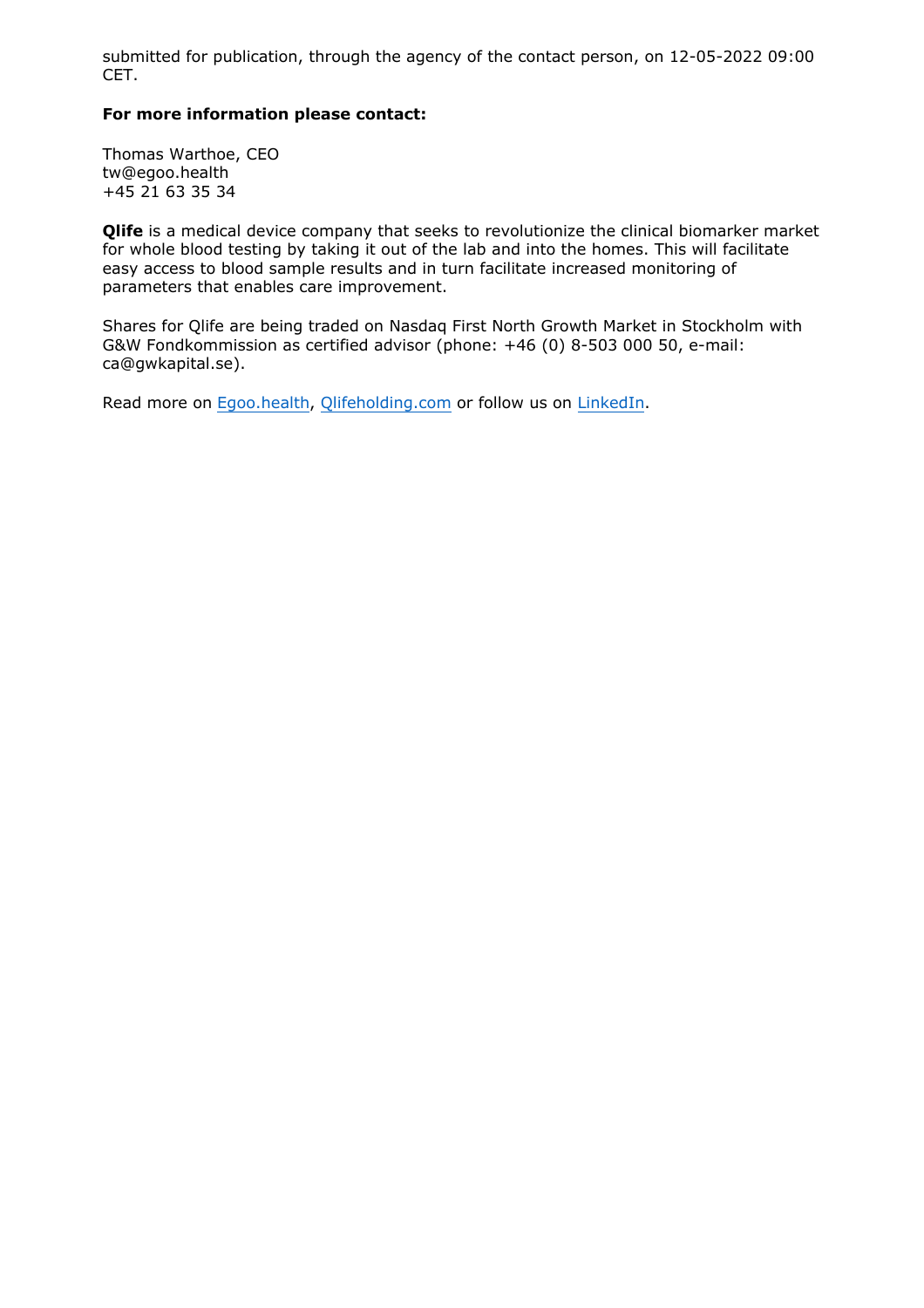submitted for publication, through the agency of the contact person, on 12-05-2022 09:00 CET.

**For more information please contact:**

Thomas Warthoe, CEO
tw@egoo.health
+45 21 63 35 34

**Qlife** is a medical device company that seeks to revolutionize the clinical biomarker market for whole blood testing by taking it out of the lab and into the homes. This will facilitate easy access to blood sample results and in turn facilitate increased monitoring of parameters that enables care improvement.

Shares for Qlife are being traded on Nasdaq First North Growth Market in Stockholm with G&W Fondkommission as certified advisor (phone: +46 (0) 8-503 000 50, e-mail: ca@gwkapital.se).

Read more on Egoo.health, Qlifeholding.com or follow us on LinkedIn.